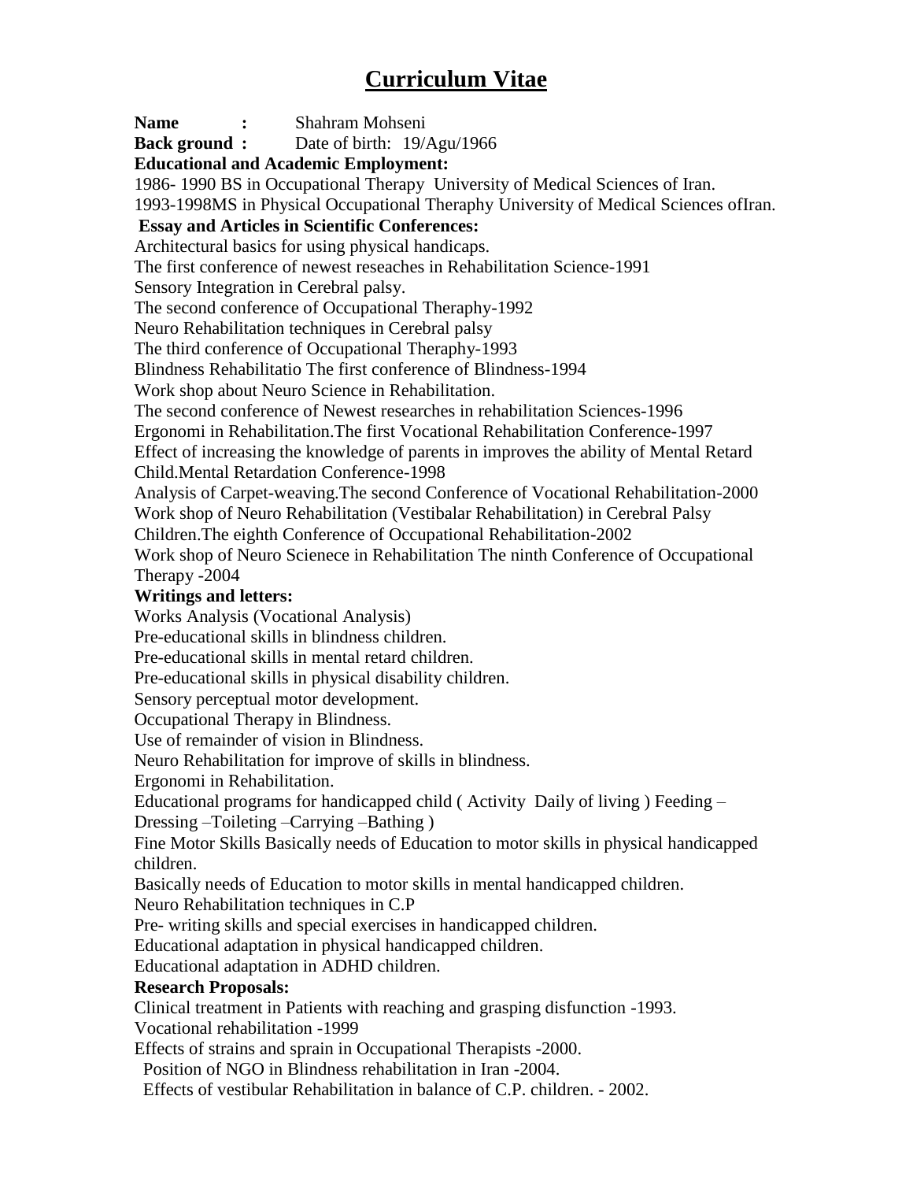# Curriculum Vitae

**Name :** Shahram Mohseni

**Back ground :** Date of birth: 19/Agu/1966

**Educational and Academic Employment:**

1986- 1990 BS in Occupational Therapy University of Medical Sciences of Iran.

1993-1998MS in Physical Occupational Theraphy University of Medical Sciences ofIran.

**Essay and Articles in Scientific Conferences:**

Architectural basics for using physical handicaps.

The first conference of newest reseaches in Rehabilitation Science-1991

Sensory Integration in Cerebral palsy.

The second conference of Occupational Theraphy-1992

Neuro Rehabilitation techniques in Cerebral palsy

The third conference of Occupational Theraphy-1993

Blindness Rehabilitatio The first conference of Blindness-1994

Work shop about Neuro Science in Rehabilitation.

The second conference of Newest researches in rehabilitation Sciences-1996

Ergonomi in Rehabilitation.The first Vocational Rehabilitation Conference-1997

Effect of increasing the knowledge of parents in improves the ability of Mental Retard Child.Mental Retardation Conference-1998

Analysis of Carpet-weaving.The second Conference of Vocational Rehabilitation-2000

Work shop of Neuro Rehabilitation (Vestibalar Rehabilitation) in Cerebral Palsy Children.The eighth Conference of Occupational Rehabilitation-2002

Work shop of Neuro Scienece in Rehabilitation The ninth Conference of Occupational Therapy -2004

**Writings and letters:**

Works Analysis (Vocational Analysis)

Pre-educational skills in blindness children.

Pre-educational skills in mental retard children.

Pre-educational skills in physical disability children.

Sensory perceptual motor development.

Occupational Therapy in Blindness.

Use of remainder of vision in Blindness.

Neuro Rehabilitation for improve of skills in blindness.

Ergonomi in Rehabilitation.

Educational programs for handicapped child ( Activity Daily of living ) Feeding –Dressing –Toileting –Carrying –Bathing )

Fine Motor Skills Basically needs of Education to motor skills in physical handicapped children.

Basically needs of Education to motor skills in mental handicapped children.

Neuro Rehabilitation techniques in C.P

Pre- writing skills and special exercises in handicapped children.

Educational adaptation in physical handicapped children.

Educational adaptation in ADHD children.

**Research Proposals:**

Clinical treatment in Patients with reaching and grasping disfunction -1993.

Vocational rehabilitation -1999

Effects of strains and sprain in Occupational Therapists -2000.

Position of NGO in Blindness rehabilitation in Iran -2004.

Effects of vestibular Rehabilitation in balance of C.P. children. - 2002.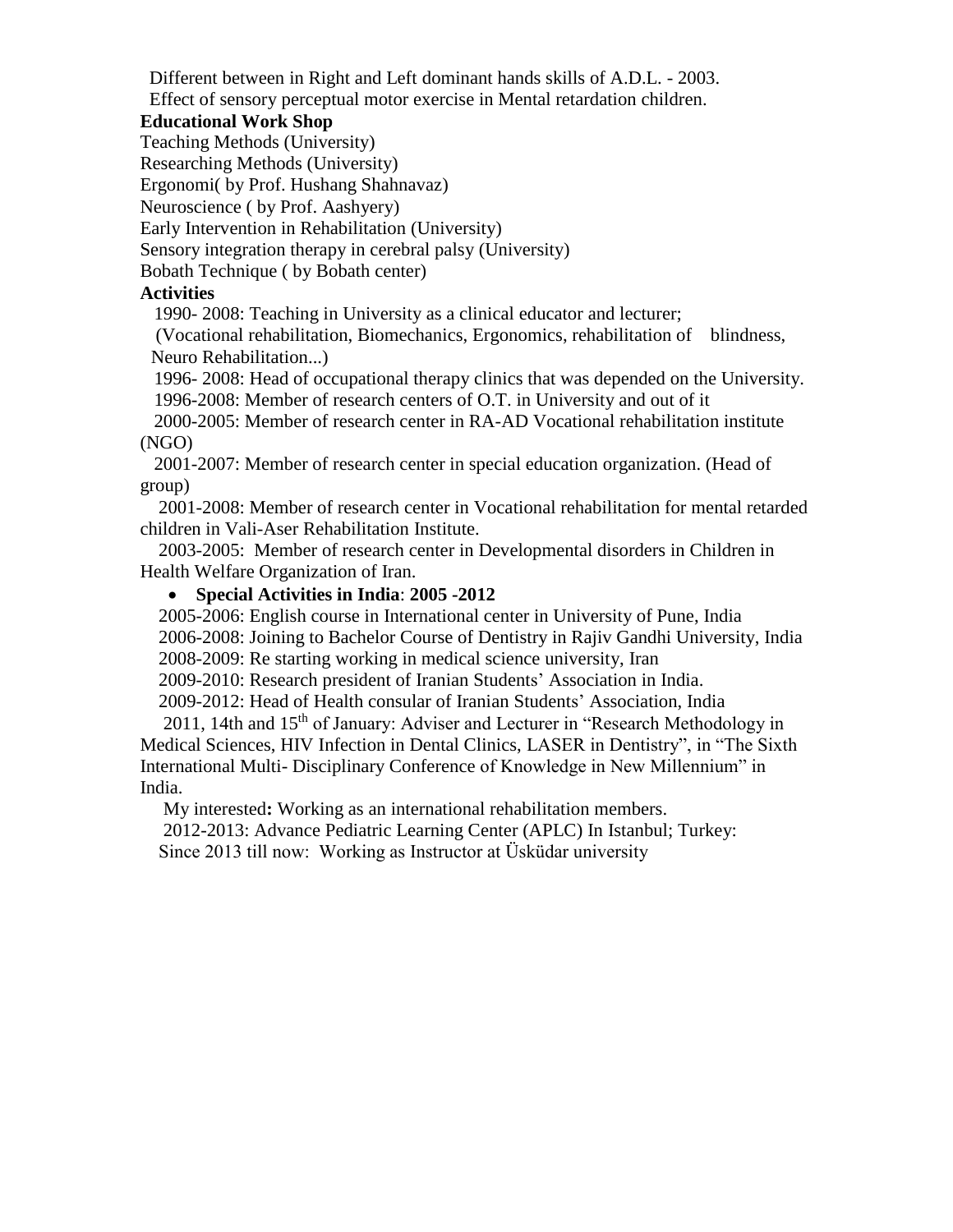Different between in Right and Left dominant hands skills of A.D.L. - 2003.

Effect of sensory perceptual motor exercise in Mental retardation children.

**Educational Work Shop**

Teaching Methods (University)

Researching Methods (University)

Ergonomi( by Prof. Hushang Shahnavaz)

Neuroscience ( by Prof. Aashyery)

Early Intervention in Rehabilitation (University)

Sensory integration therapy in cerebral palsy (University)

Bobath Technique ( by Bobath center)

**Activities**

1990- 2008: Teaching in University as a clinical educator and lecturer;
(Vocational rehabilitation, Biomechanics, Ergonomics, rehabilitation of blindness, Neuro Rehabilitation...)

1996- 2008: Head of occupational therapy clinics that was depended on the University.

1996-2008: Member of research centers of O.T. in University and out of it

2000-2005: Member of research center in RA-AD Vocational rehabilitation institute (NGO)

2001-2007: Member of research center in special education organization. (Head of group)

2001-2008: Member of research center in Vocational rehabilitation for mental retarded children in Vali-Aser Rehabilitation Institute.

2003-2005: Member of research center in Developmental disorders in Children in Health Welfare Organization of Iran.

- **Special Activities in India**: **2005 -2012**

2005-2006: English course in International center in University of Pune, India

2006-2008: Joining to Bachelor Course of Dentistry in Rajiv Gandhi University, India

2008-2009: Re starting working in medical science university, Iran

2009-2010: Research president of Iranian Students' Association in India.

2009-2012: Head of Health consular of Iranian Students' Association, India

2011, 14th and 15th of January: Adviser and Lecturer in "Research Methodology in Medical Sciences, HIV Infection in Dental Clinics, LASER in Dentistry", in "The Sixth International Multi- Disciplinary Conference of Knowledge in New Millennium" in India.

My interested**:** Working as an international rehabilitation members.

2012-2013: Advance Pediatric Learning Center (APLC) In Istanbul; Turkey:

Since 2013 till now: Working as Instructor at Üsküdar university